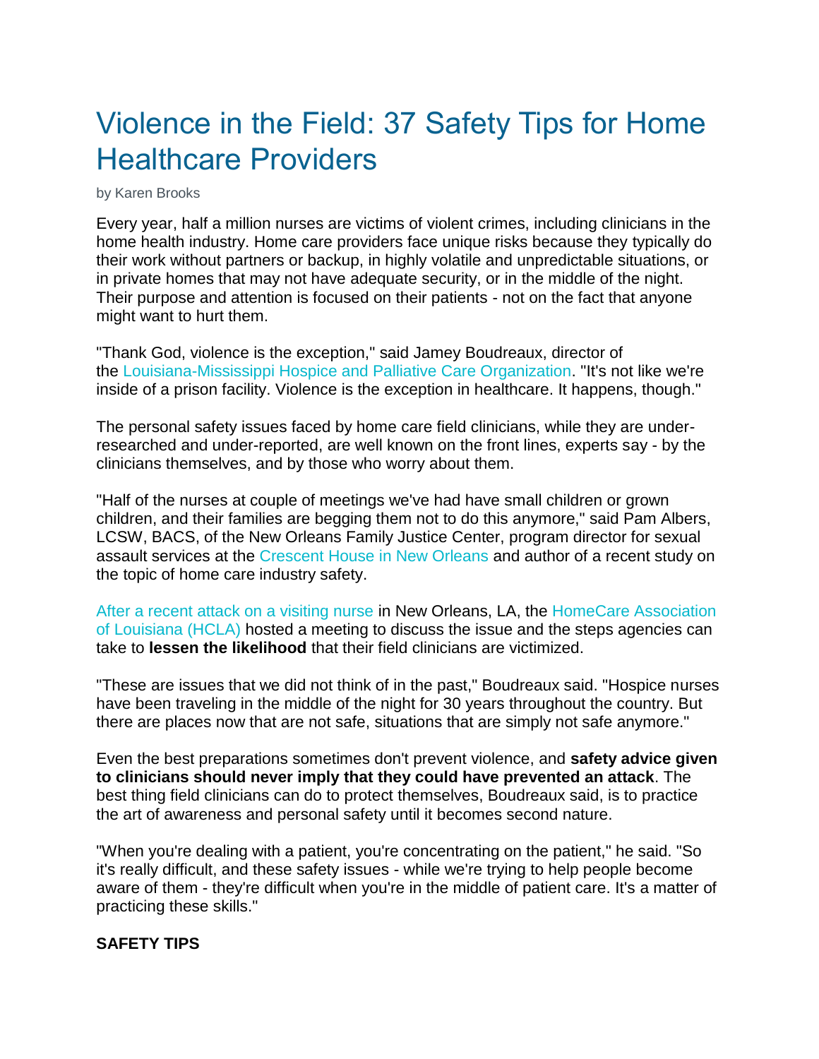# Violence in the Field: 37 Safety Tips for Home Healthcare Providers

by Karen Brooks

Every year, half a million nurses are victims of violent crimes, including clinicians in the home health industry. Home care providers face unique risks because they typically do their work without partners or backup, in highly volatile and unpredictable situations, or in private homes that may not have adequate security, or in the middle of the night. Their purpose and attention is focused on their patients - not on the fact that anyone might want to hurt them.

"Thank God, violence is the exception," said Jamey Boudreaux, director of the Louisiana-Mississippi Hospice and Palliative Care Organization. "It's not like we're inside of a prison facility. Violence is the exception in healthcare. It happens, though."

The personal safety issues faced by home care field clinicians, while they are under-researched and under-reported, are well known on the front lines, experts say - by the clinicians themselves, and by those who worry about them.

"Half of the nurses at couple of meetings we've had have small children or grown children, and their families are begging them not to do this anymore," said Pam Albers, LCSW, BACS, of the New Orleans Family Justice Center, program director for sexual assault services at the Crescent House in New Orleans and author of a recent study on the topic of home care industry safety.

After a recent attack on a visiting nurse in New Orleans, LA, the HomeCare Association of Louisiana (HCLA) hosted a meeting to discuss the issue and the steps agencies can take to **lessen the likelihood** that their field clinicians are victimized.

"These are issues that we did not think of in the past," Boudreaux said. "Hospice nurses have been traveling in the middle of the night for 30 years throughout the country. But there are places now that are not safe, situations that are simply not safe anymore."

Even the best preparations sometimes don't prevent violence, and **safety advice given to clinicians should never imply that they could have prevented an attack**. The best thing field clinicians can do to protect themselves, Boudreaux said, is to practice the art of awareness and personal safety until it becomes second nature.

"When you're dealing with a patient, you're concentrating on the patient," he said. "So it's really difficult, and these safety issues - while we're trying to help people become aware of them - they're difficult when you're in the middle of patient care. It's a matter of practicing these skills."

**SAFETY TIPS**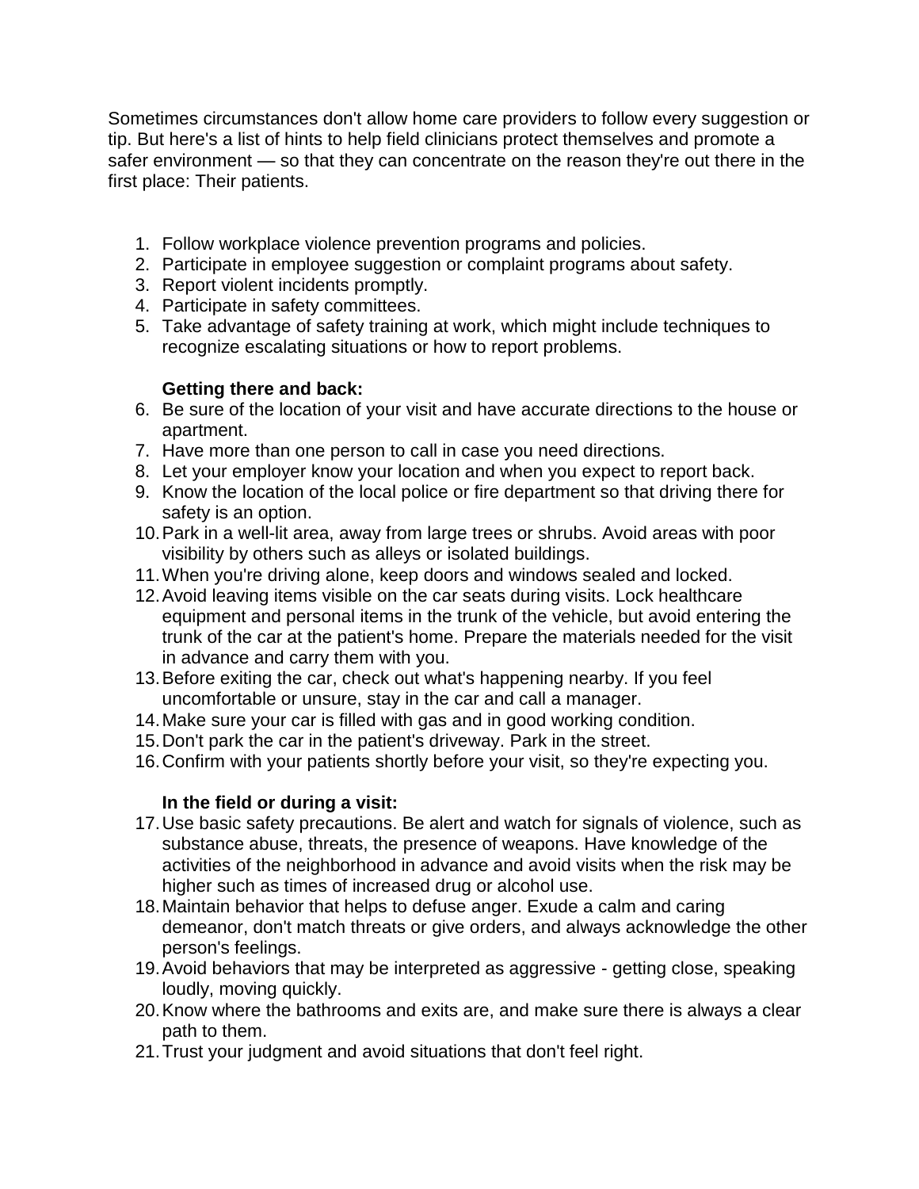Sometimes circumstances don't allow home care providers to follow every suggestion or tip. But here's a list of hints to help field clinicians protect themselves and promote a safer environment — so that they can concentrate on the reason they're out there in the first place: Their patients.

1. Follow workplace violence prevention programs and policies.
2. Participate in employee suggestion or complaint programs about safety.
3. Report violent incidents promptly.
4. Participate in safety committees.
5. Take advantage of safety training at work, which might include techniques to recognize escalating situations or how to report problems.

**Getting there and back:**

6. Be sure of the location of your visit and have accurate directions to the house or apartment.
7. Have more than one person to call in case you need directions.
8. Let your employer know your location and when you expect to report back.
9. Know the location of the local police or fire department so that driving there for safety is an option.
10. Park in a well-lit area, away from large trees or shrubs. Avoid areas with poor visibility by others such as alleys or isolated buildings.
11. When you're driving alone, keep doors and windows sealed and locked.
12. Avoid leaving items visible on the car seats during visits. Lock healthcare equipment and personal items in the trunk of the vehicle, but avoid entering the trunk of the car at the patient's home. Prepare the materials needed for the visit in advance and carry them with you.
13. Before exiting the car, check out what's happening nearby. If you feel uncomfortable or unsure, stay in the car and call a manager.
14. Make sure your car is filled with gas and in good working condition.
15. Don't park the car in the patient's driveway. Park in the street.
16. Confirm with your patients shortly before your visit, so they're expecting you.

**In the field or during a visit:**

17. Use basic safety precautions. Be alert and watch for signals of violence, such as substance abuse, threats, the presence of weapons. Have knowledge of the activities of the neighborhood in advance and avoid visits when the risk may be higher such as times of increased drug or alcohol use.
18. Maintain behavior that helps to defuse anger. Exude a calm and caring demeanor, don't match threats or give orders, and always acknowledge the other person's feelings.
19. Avoid behaviors that may be interpreted as aggressive - getting close, speaking loudly, moving quickly.
20. Know where the bathrooms and exits are, and make sure there is always a clear path to them.
21. Trust your judgment and avoid situations that don't feel right.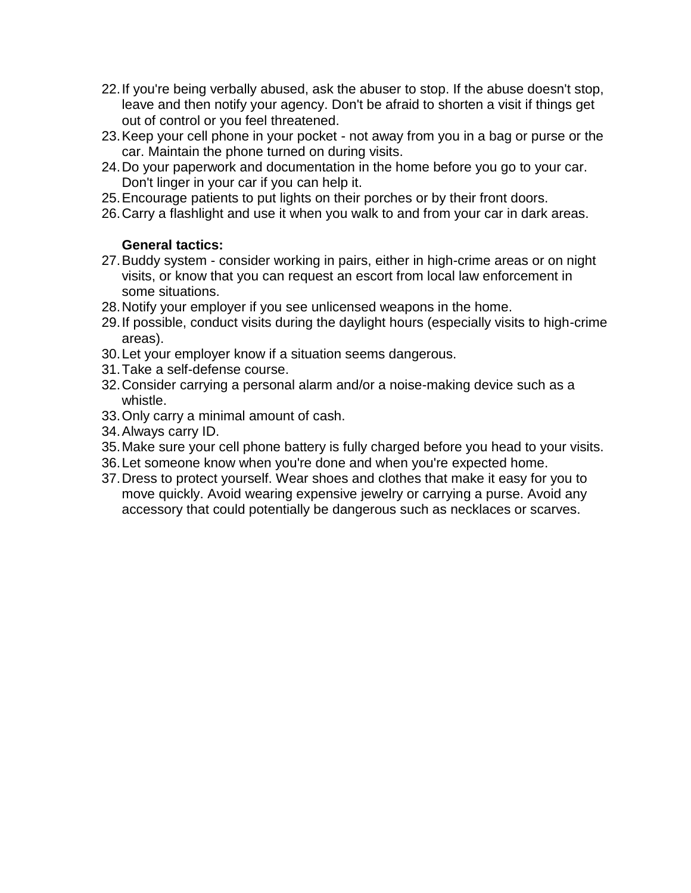22. If you're being verbally abused, ask the abuser to stop. If the abuse doesn't stop, leave and then notify your agency. Don't be afraid to shorten a visit if things get out of control or you feel threatened.
23. Keep your cell phone in your pocket - not away from you in a bag or purse or the car. Maintain the phone turned on during visits.
24. Do your paperwork and documentation in the home before you go to your car. Don't linger in your car if you can help it.
25. Encourage patients to put lights on their porches or by their front doors.
26. Carry a flashlight and use it when you walk to and from your car in dark areas.

**General tactics:**

27. Buddy system - consider working in pairs, either in high-crime areas or on night visits, or know that you can request an escort from local law enforcement in some situations.
28. Notify your employer if you see unlicensed weapons in the home.
29. If possible, conduct visits during the daylight hours (especially visits to high-crime areas).
30. Let your employer know if a situation seems dangerous.
31. Take a self-defense course.
32. Consider carrying a personal alarm and/or a noise-making device such as a whistle.
33. Only carry a minimal amount of cash.
34. Always carry ID.
35. Make sure your cell phone battery is fully charged before you head to your visits.
36. Let someone know when you're done and when you're expected home.
37. Dress to protect yourself. Wear shoes and clothes that make it easy for you to move quickly. Avoid wearing expensive jewelry or carrying a purse. Avoid any accessory that could potentially be dangerous such as necklaces or scarves.